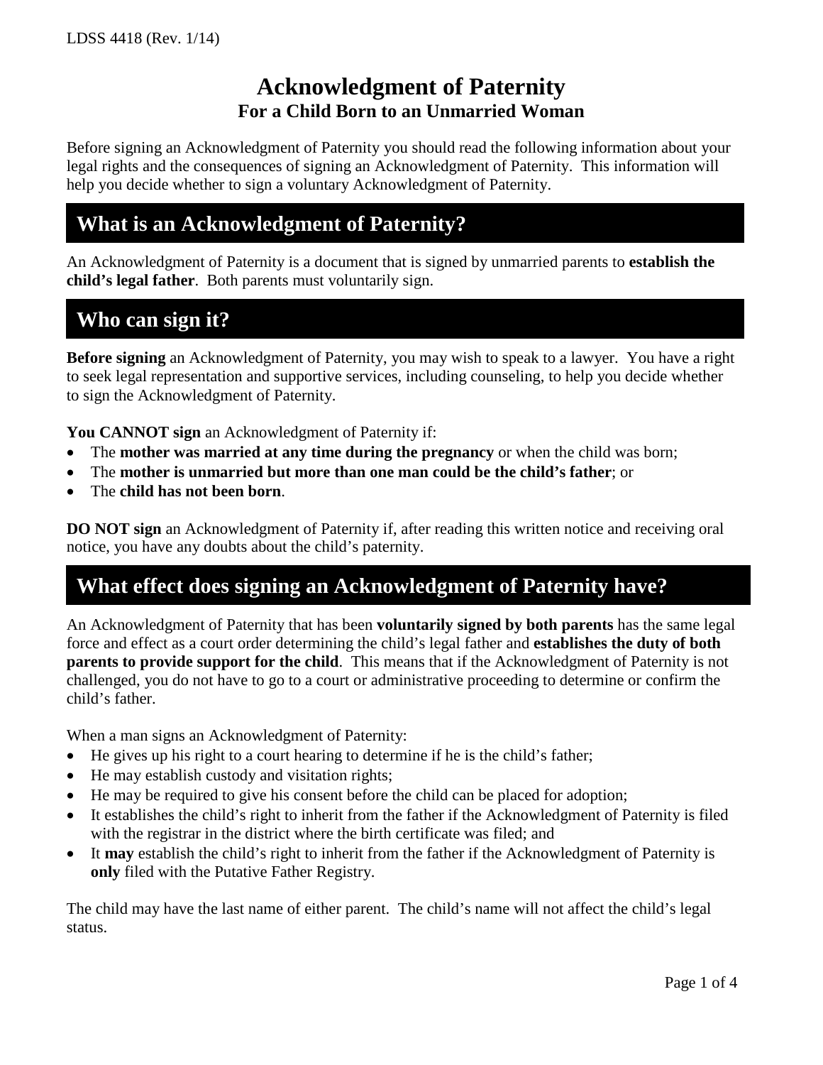LDSS 4418 (Rev. 1/14)

# Acknowledgment of Paternity

### For a Child Born to an Unmarried Woman

Before signing an Acknowledgment of Paternity you should read the following information about your legal rights and the consequences of signing an Acknowledgment of Paternity. This information will help you decide whether to sign a voluntary Acknowledgment of Paternity.

## What is an Acknowledgment of Paternity?

An Acknowledgment of Paternity is a document that is signed by unmarried parents to **establish the child's legal father**. Both parents must voluntarily sign.

## Who can sign it?

**Before signing** an Acknowledgment of Paternity, you may wish to speak to a lawyer. You have a right to seek legal representation and supportive services, including counseling, to help you decide whether to sign the Acknowledgment of Paternity.

**You CANNOT sign** an Acknowledgment of Paternity if:

- The **mother was married at any time during the pregnancy** or when the child was born;
- The **mother is unmarried but more than one man could be the child's father**; or
- The **child has not been born**.

**DO NOT sign** an Acknowledgment of Paternity if, after reading this written notice and receiving oral notice, you have any doubts about the child's paternity.

## What effect does signing an Acknowledgment of Paternity have?

An Acknowledgment of Paternity that has been **voluntarily signed by both parents** has the same legal force and effect as a court order determining the child's legal father and **establishes the duty of both parents to provide support for the child**. This means that if the Acknowledgment of Paternity is not challenged, you do not have to go to a court or administrative proceeding to determine or confirm the child's father.

When a man signs an Acknowledgment of Paternity:

- He gives up his right to a court hearing to determine if he is the child's father;
- He may establish custody and visitation rights;
- He may be required to give his consent before the child can be placed for adoption;
- It establishes the child's right to inherit from the father if the Acknowledgment of Paternity is filed with the registrar in the district where the birth certificate was filed; and
- It **may** establish the child's right to inherit from the father if the Acknowledgment of Paternity is **only** filed with the Putative Father Registry.

The child may have the last name of either parent. The child's name will not affect the child's legal status.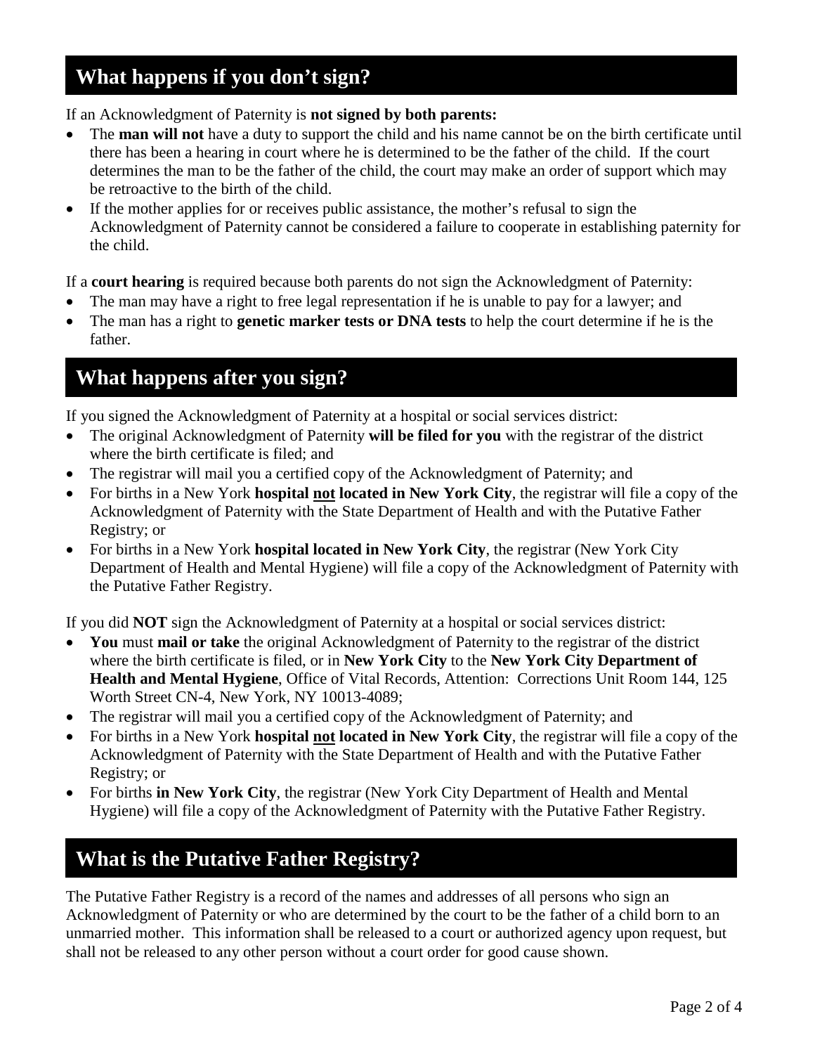## What happens if you don't sign?

If an Acknowledgment of Paternity is **not signed by both parents:**

- The **man will not** have a duty to support the child and his name cannot be on the birth certificate until there has been a hearing in court where he is determined to be the father of the child. If the court determines the man to be the father of the child, the court may make an order of support which may be retroactive to the birth of the child.
- If the mother applies for or receives public assistance, the mother's refusal to sign the Acknowledgment of Paternity cannot be considered a failure to cooperate in establishing paternity for the child.

If a **court hearing** is required because both parents do not sign the Acknowledgment of Paternity:

- The man may have a right to free legal representation if he is unable to pay for a lawyer; and
- The man has a right to **genetic marker tests or DNA tests** to help the court determine if he is the father.

## What happens after you sign?

If you signed the Acknowledgment of Paternity at a hospital or social services district:

- The original Acknowledgment of Paternity **will be filed for you** with the registrar of the district where the birth certificate is filed; and
- The registrar will mail you a certified copy of the Acknowledgment of Paternity; and
- For births in a New York **hospital <u>not</u> located in New York City**, the registrar will file a copy of the Acknowledgment of Paternity with the State Department of Health and with the Putative Father Registry; or
- For births in a New York **hospital located in New York City**, the registrar (New York City Department of Health and Mental Hygiene) will file a copy of the Acknowledgment of Paternity with the Putative Father Registry.

If you did **NOT** sign the Acknowledgment of Paternity at a hospital or social services district:

- **You** must **mail or take** the original Acknowledgment of Paternity to the registrar of the district where the birth certificate is filed, or in **New York City** to the **New York City Department of Health and Mental Hygiene**, Office of Vital Records, Attention: Corrections Unit Room 144, 125 Worth Street CN-4, New York, NY 10013-4089;
- The registrar will mail you a certified copy of the Acknowledgment of Paternity; and
- For births in a New York **hospital <u>not</u> located in New York City**, the registrar will file a copy of the Acknowledgment of Paternity with the State Department of Health and with the Putative Father Registry; or
- For births **in New York City**, the registrar (New York City Department of Health and Mental Hygiene) will file a copy of the Acknowledgment of Paternity with the Putative Father Registry.

## What is the Putative Father Registry?

The Putative Father Registry is a record of the names and addresses of all persons who sign an Acknowledgment of Paternity or who are determined by the court to be the father of a child born to an unmarried mother. This information shall be released to a court or authorized agency upon request, but shall not be released to any other person without a court order for good cause shown.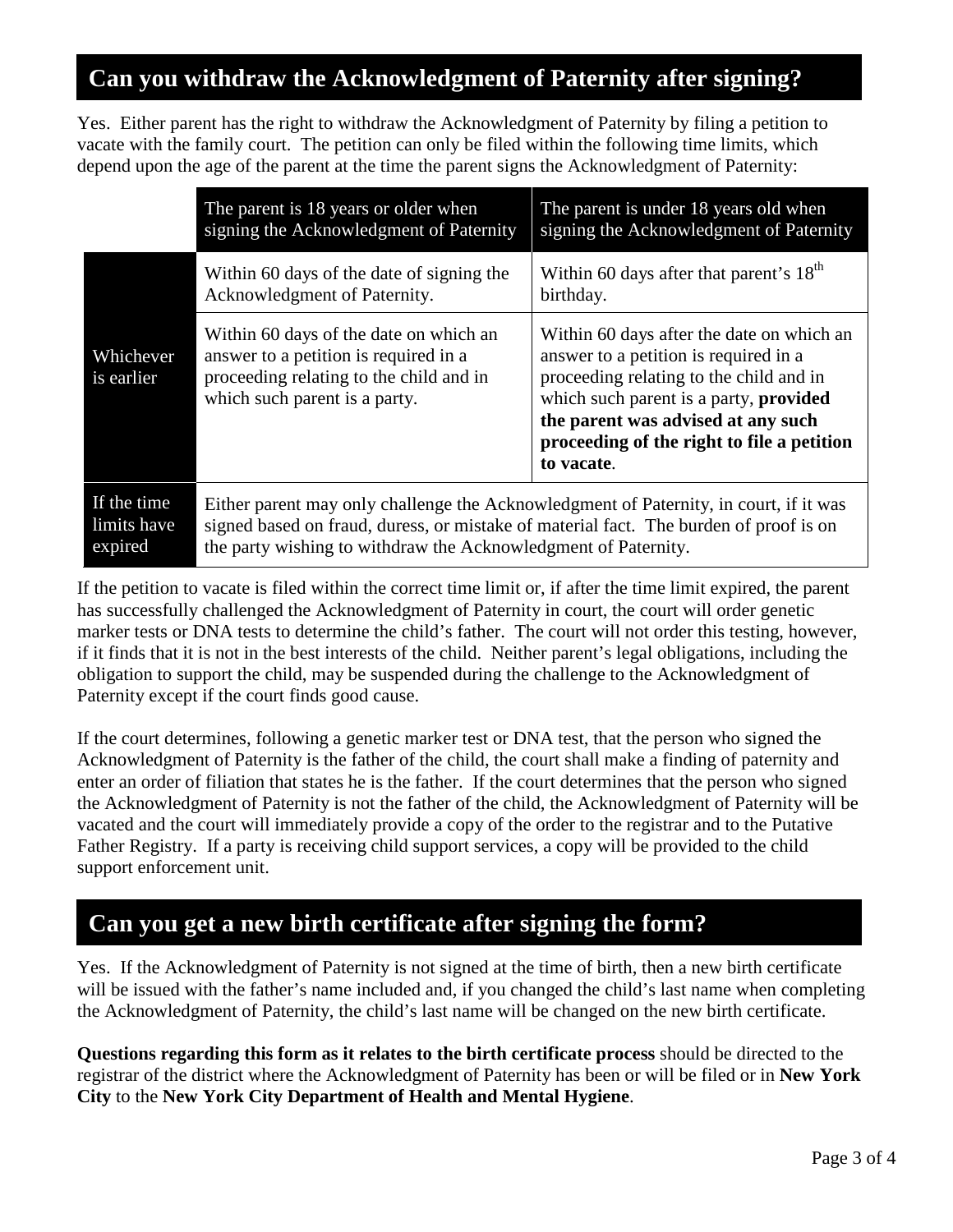## Can you withdraw the Acknowledgment of Paternity after signing?

Yes. Either parent has the right to withdraw the Acknowledgment of Paternity by filing a petition to vacate with the family court. The petition can only be filed within the following time limits, which depend upon the age of the parent at the time the parent signs the Acknowledgment of Paternity:

| | The parent is 18 years or older when signing the Acknowledgment of Paternity | The parent is under 18 years old when signing the Acknowledgment of Paternity |
|---|---|---|
| Whichever is earlier | Within 60 days of the date of signing the Acknowledgment of Paternity. | Within 60 days after that parent's 18th birthday. |
| | Within 60 days of the date on which an answer to a petition is required in a proceeding relating to the child and in which such parent is a party. | Within 60 days after the date on which an answer to a petition is required in a proceeding relating to the child and in which such parent is a party, **provided the parent was advised at any such proceeding of the right to file a petition to vacate**. |
| If the time limits have expired | Either parent may only challenge the Acknowledgment of Paternity, in court, if it was signed based on fraud, duress, or mistake of material fact. The burden of proof is on the party wishing to withdraw the Acknowledgment of Paternity. | |

If the petition to vacate is filed within the correct time limit or, if after the time limit expired, the parent has successfully challenged the Acknowledgment of Paternity in court, the court will order genetic marker tests or DNA tests to determine the child's father. The court will not order this testing, however, if it finds that it is not in the best interests of the child. Neither parent's legal obligations, including the obligation to support the child, may be suspended during the challenge to the Acknowledgment of Paternity except if the court finds good cause.

If the court determines, following a genetic marker test or DNA test, that the person who signed the Acknowledgment of Paternity is the father of the child, the court shall make a finding of paternity and enter an order of filiation that states he is the father. If the court determines that the person who signed the Acknowledgment of Paternity is not the father of the child, the Acknowledgment of Paternity will be vacated and the court will immediately provide a copy of the order to the registrar and to the Putative Father Registry. If a party is receiving child support services, a copy will be provided to the child support enforcement unit.

## Can you get a new birth certificate after signing the form?

Yes. If the Acknowledgment of Paternity is not signed at the time of birth, then a new birth certificate will be issued with the father's name included and, if you changed the child's last name when completing the Acknowledgment of Paternity, the child's last name will be changed on the new birth certificate.

**Questions regarding this form as it relates to the birth certificate process** should be directed to the registrar of the district where the Acknowledgment of Paternity has been or will be filed or in **New York City** to the **New York City Department of Health and Mental Hygiene**.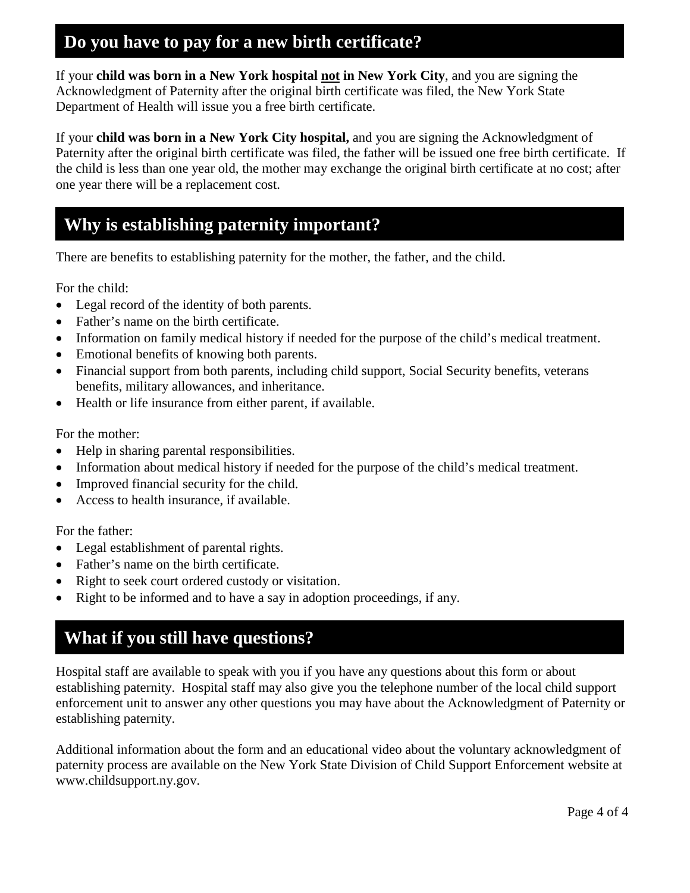## Do you have to pay for a new birth certificate?

If your **child was born in a New York hospital <u>not</u> in New York City**, and you are signing the Acknowledgment of Paternity after the original birth certificate was filed, the New York State Department of Health will issue you a free birth certificate.

If your **child was born in a New York City hospital,** and you are signing the Acknowledgment of Paternity after the original birth certificate was filed, the father will be issued one free birth certificate. If the child is less than one year old, the mother may exchange the original birth certificate at no cost; after one year there will be a replacement cost.

## Why is establishing paternity important?

There are benefits to establishing paternity for the mother, the father, and the child.

For the child:

- Legal record of the identity of both parents.
- Father's name on the birth certificate.
- Information on family medical history if needed for the purpose of the child's medical treatment.
- Emotional benefits of knowing both parents.
- Financial support from both parents, including child support, Social Security benefits, veterans benefits, military allowances, and inheritance.
- Health or life insurance from either parent, if available.

For the mother:

- Help in sharing parental responsibilities.
- Information about medical history if needed for the purpose of the child's medical treatment.
- Improved financial security for the child.
- Access to health insurance, if available.

For the father:

- Legal establishment of parental rights.
- Father's name on the birth certificate.
- Right to seek court ordered custody or visitation.
- Right to be informed and to have a say in adoption proceedings, if any.

## What if you still have questions?

Hospital staff are available to speak with you if you have any questions about this form or about establishing paternity. Hospital staff may also give you the telephone number of the local child support enforcement unit to answer any other questions you may have about the Acknowledgment of Paternity or establishing paternity.

Additional information about the form and an educational video about the voluntary acknowledgment of paternity process are available on the New York State Division of Child Support Enforcement website at www.childsupport.ny.gov.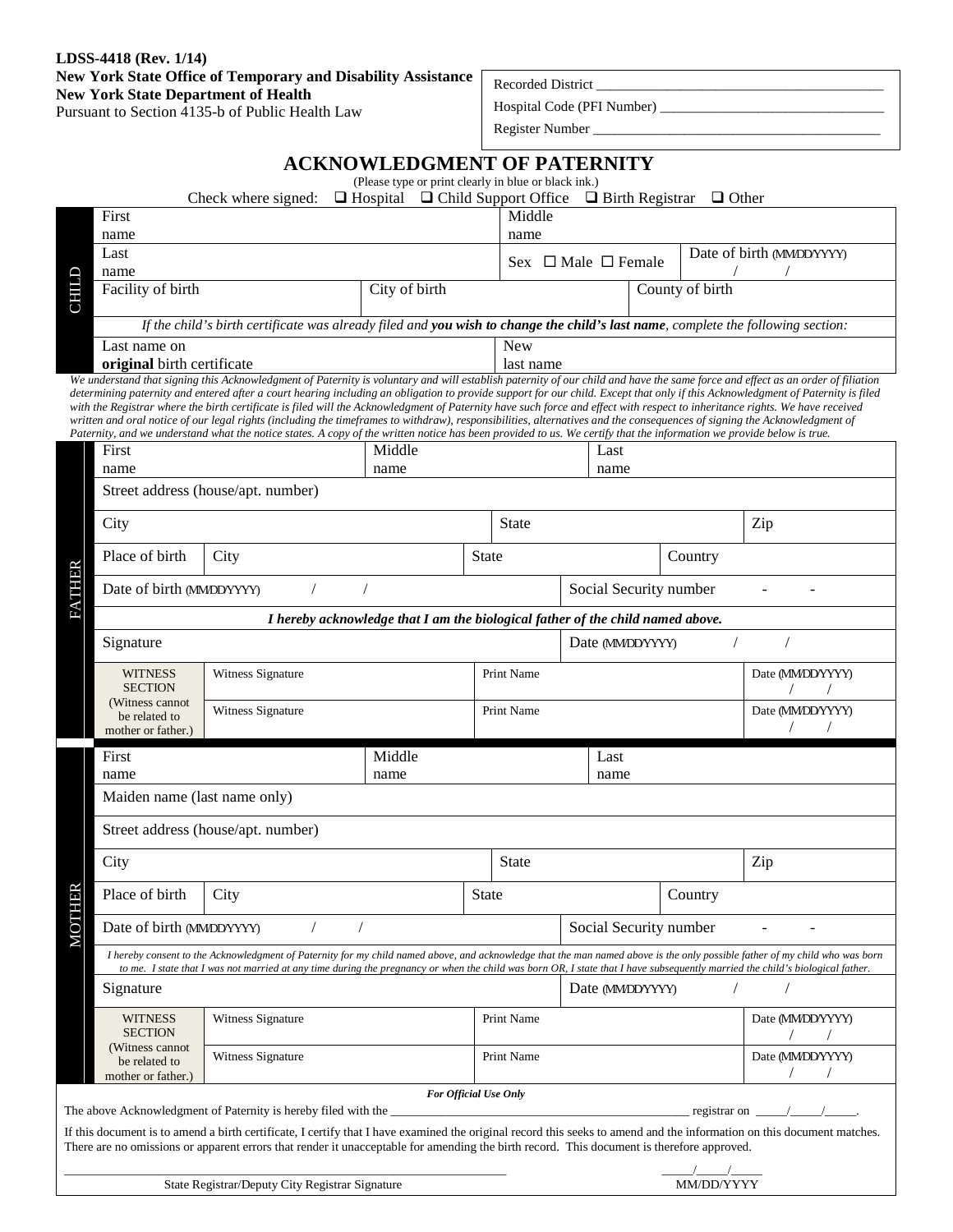**LDSS-4418 (Rev. 1/14)**
**New York State Office of Temporary and Disability Assistance**
**New York State Department of Health**
Pursuant to Section 4135-b of Public Health Law

Recorded District ________________________________________

Hospital Code (PFI Number) ________________________________

Register Number ________________________________________

# ACKNOWLEDGMENT OF PATERNITY

(Please type or print clearly in blue or black ink.)

Check where signed: ❑ Hospital ❑ Child Support Office ❑ Birth Registrar ❑ Other

## CHILD

| First name | | Middle name | |
|---|---|---|---|
| Last name | | Sex ☐ Male ☐ Female | Date of birth (MM/DD/YYYY) / / |
| Facility of birth | City of birth | | County of birth |

*If the child's birth certificate was already filed and* ***you wish to change the child's last name****, complete the following section:*

| Last name on **original** birth certificate | New last name |
|---|---|

*We understand that signing this Acknowledgment of Paternity is voluntary and will establish paternity of our child and have the same force and effect as an order of filiation determining paternity and entered after a court hearing including an obligation to provide support for our child. Except that only if this Acknowledgment of Paternity is filed with the Registrar where the birth certificate is filed will the Acknowledgment of Paternity have such force and effect with respect to inheritance rights. We have received written and oral notice of our legal rights (including the timeframes to withdraw), responsibilities, alternatives and the consequences of signing the Acknowledgment of Paternity, and we understand what the notice states. A copy of the written notice has been provided to us. We certify that the information we provide below is true.*

## FATHER

| First name | Middle name | Last name | |
|---|---|---|---|
| Street address (house/apt. number) | | | |
| City | State | | Zip |
| Place of birth — City | State | Country | |
| Date of birth (MM/DD/YYYY) / / | | Social Security number - - | |

***I hereby acknowledge that I am the biological father of the child named above.***

| Signature | Date (MM/DD/YYYY) / / |
|---|---|

| WITNESS SECTION (Witness cannot be related to mother or father.) | Witness Signature | Print Name | Date (MM/DD/YYYY) / / |
|---|---|---|---|
| | Witness Signature | Print Name | Date (MM/DD/YYYY) / / |

## MOTHER

| First name | Middle name | Last name | |
|---|---|---|---|
| Maiden name (last name only) | | | |
| Street address (house/apt. number) | | | |
| City | State | | Zip |
| Place of birth — City | State | Country | |
| Date of birth (MM/DD/YYYY) / / | | Social Security number - - | |

*I hereby consent to the Acknowledgment of Paternity for my child named above, and acknowledge that the man named above is the only possible father of my child who was born to me. I state that I was not married at any time during the pregnancy or when the child was born OR, I state that I have subsequently married the child's biological father.*

| Signature | Date (MM/DD/YYYY) / / |
|---|---|

| WITNESS SECTION (Witness cannot be related to mother or father.) | Witness Signature | Print Name | Date (MM/DD/YYYY) / / |
|---|---|---|---|
| | Witness Signature | Print Name | Date (MM/DD/YYYY) / / |

***For Official Use Only***

The above Acknowledgment of Paternity is hereby filed with the ________________________________________ registrar on _____/_____/_____.

If this document is to amend a birth certificate, I certify that I have examined the original record this seeks to amend and the information on this document matches. There are no omissions or apparent errors that render it unacceptable for amending the birth record. This document is therefore approved.

________________________________________ _____/_____/_____
State Registrar/Deputy City Registrar Signature MM/DD/YYYY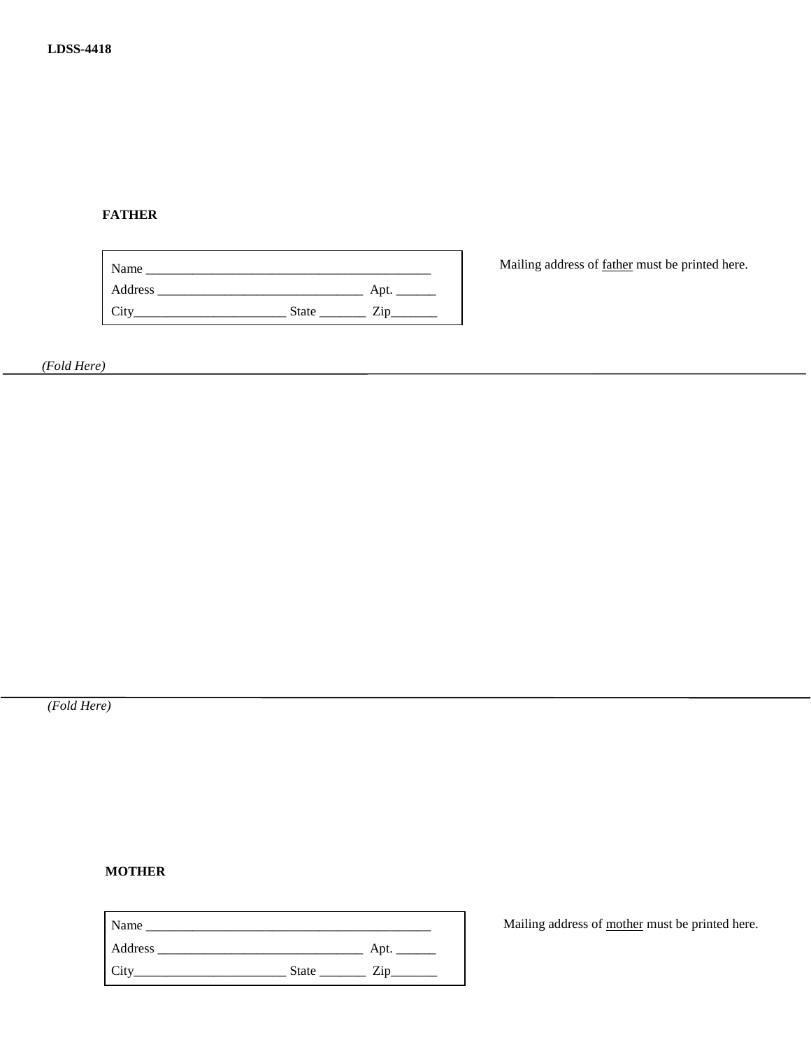**LDSS-4418**

**FATHER**

Name ____________________________________________

Address _______________________________ Apt. ______

City_______________________ State _______ Zip_______

Mailing address of father must be printed here.

*(Fold Here)*

*(Fold Here)*

**MOTHER**

Name ____________________________________________

Address _______________________________ Apt. ______

City_______________________ State _______ Zip_______

Mailing address of mother must be printed here.